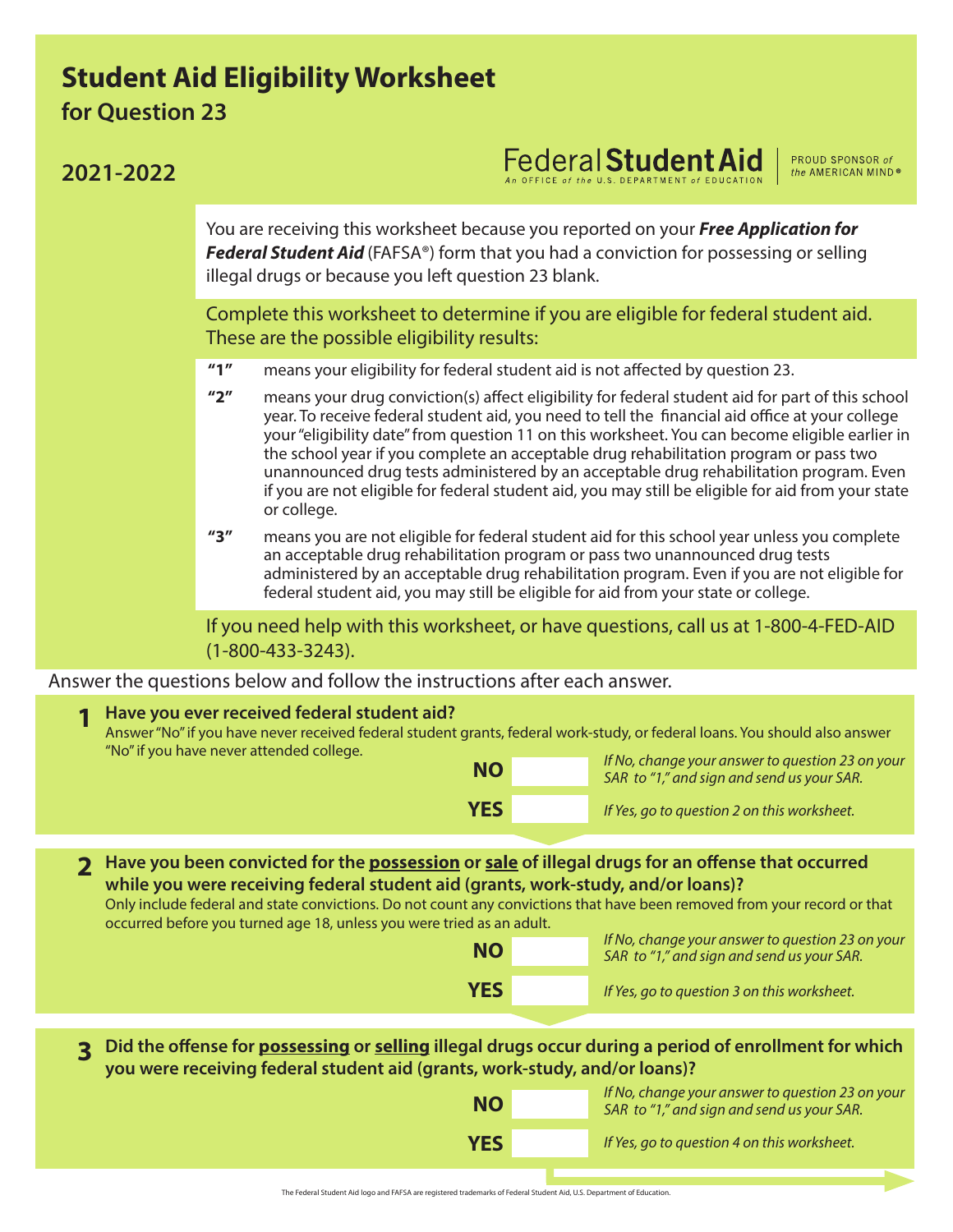# Student Aid Eligibility Worksheet

## for Question 23

## 2021-2022

Federal **Student Aid** | PROUD SPONSOR *of the* AMERICAN MIND®

An OFFICE *of the* U.S. DEPARTMENT *of* EDUCATION

You are receiving this worksheet because you reported on your ***Free Application for Federal Student Aid*** (FAFSA®) form that you had a conviction for possessing or selling illegal drugs or because you left question 23 blank.

Complete this worksheet to determine if you are eligible for federal student aid. These are the possible eligibility results:

- **"1"** means your eligibility for federal student aid is not affected by question 23.
- **"2"** means your drug conviction(s) affect eligibility for federal student aid for part of this school year. To receive federal student aid, you need to tell the financial aid office at your college your "eligibility date" from question 11 on this worksheet. You can become eligible earlier in the school year if you complete an acceptable drug rehabilitation program or pass two unannounced drug tests administered by an acceptable drug rehabilitation program. Even if you are not eligible for federal student aid, you may still be eligible for aid from your state or college.
- **"3"** means you are not eligible for federal student aid for this school year unless you complete an acceptable drug rehabilitation program or pass two unannounced drug tests administered by an acceptable drug rehabilitation program. Even if you are not eligible for federal student aid, you may still be eligible for aid from your state or college.

If you need help with this worksheet, or have questions, call us at 1-800-4-FED-AID (1-800-433-3243).

Answer the questions below and follow the instructions after each answer.

**1 Have you ever received federal student aid?**

Answer "No" if you have never received federal student grants, federal work-study, or federal loans. You should also answer "No" if you have never attended college.

**NO** ☐ *If No, change your answer to question 23 on your SAR to "1," and sign and send us your SAR.*

**YES** ☐ *If Yes, go to question 2 on this worksheet.*

**2 Have you been convicted for the <u>possession</u> or <u>sale</u> of illegal drugs for an offense that occurred while you were receiving federal student aid (grants, work-study, and/or loans)?**

Only include federal and state convictions. Do not count any convictions that have been removed from your record or that occurred before you turned age 18, unless you were tried as an adult.

**NO** ☐ *If No, change your answer to question 23 on your SAR to "1," and sign and send us your SAR.*

**YES** ☐ *If Yes, go to question 3 on this worksheet.*

**3 Did the offense for <u>possessing</u> or <u>selling</u> illegal drugs occur during a period of enrollment for which you were receiving federal student aid (grants, work-study, and/or loans)?**

**NO** ☐ *If No, change your answer to question 23 on your SAR to "1," and sign and send us your SAR.*

**YES** ☐ *If Yes, go to question 4 on this worksheet.*

The Federal Student Aid logo and FAFSA are registered trademarks of Federal Student Aid, U.S. Department of Education.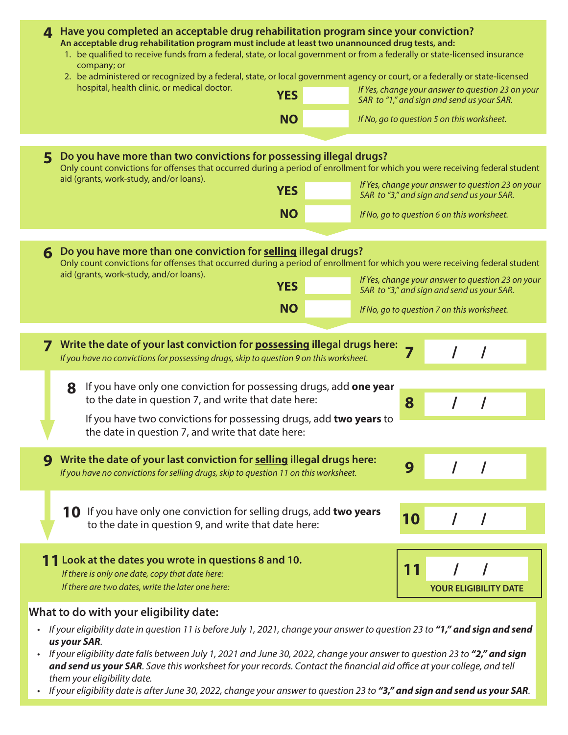**4 Have you completed an acceptable drug rehabilitation program since your conviction?**

**An acceptable drug rehabilitation program must include at least two unannounced drug tests, and:**

1. be qualified to receive funds from a federal, state, or local government or from a federally or state-licensed insurance company; or
2. be administered or recognized by a federal, state, or local government agency or court, or a federally or state-licensed hospital, health clinic, or medical doctor.

**YES** ☐ *If Yes, change your answer to question 23 on your SAR to "1," and sign and send us your SAR.*

**NO** ☐ *If No, go to question 5 on this worksheet.*

**5 Do you have more than two convictions for possessing illegal drugs?**

Only count convictions for offenses that occurred during a period of enrollment for which you were receiving federal student aid (grants, work-study, and/or loans).

**YES** ☐ *If Yes, change your answer to question 23 on your SAR to "3," and sign and send us your SAR.*

**NO** ☐ *If No, go to question 6 on this worksheet.*

**6 Do you have more than one conviction for selling illegal drugs?**

Only count convictions for offenses that occurred during a period of enrollment for which you were receiving federal student aid (grants, work-study, and/or loans).

**YES** ☐ *If Yes, change your answer to question 23 on your SAR to "3," and sign and send us your SAR.*

**NO** ☐ *If No, go to question 7 on this worksheet.*

**7 Write the date of your last conviction for possessing illegal drugs here:**
*If you have no convictions for possessing drugs, skip to question 9 on this worksheet.*

**7** ___ / ___ / ___

**8** If you have only one conviction for possessing drugs, add **one year** to the date in question 7, and write that date here:

If you have two convictions for possessing drugs, add **two years** to the date in question 7, and write that date here:

**8** ___ / ___ / ___

**9 Write the date of your last conviction for selling illegal drugs here:**
*If you have no convictions for selling drugs, skip to question 11 on this worksheet.*

**9** ___ / ___ / ___

**10** If you have only one conviction for selling drugs, add **two years** to the date in question 9, and write that date here:

**10** ___ / ___ / ___

**11 Look at the dates you wrote in questions 8 and 10.**
*If there is only one date, copy that date here:*
*If there are two dates, write the later one here:*

**11** ___ / ___ / ___
**YOUR ELIGIBILITY DATE**

## What to do with your eligibility date:

- *If your eligibility date in question 11 is before July 1, 2021, change your answer to question 23 to **"1," and sign and send us your SAR**.*
- *If your eligibility date falls between July 1, 2021 and June 30, 2022, change your answer to question 23 to **"2," and sign and send us your SAR**. Save this worksheet for your records. Contact the financial aid office at your college, and tell them your eligibility date.*
- *If your eligibility date is after June 30, 2022, change your answer to question 23 to **"3," and sign and send us your SAR**.*